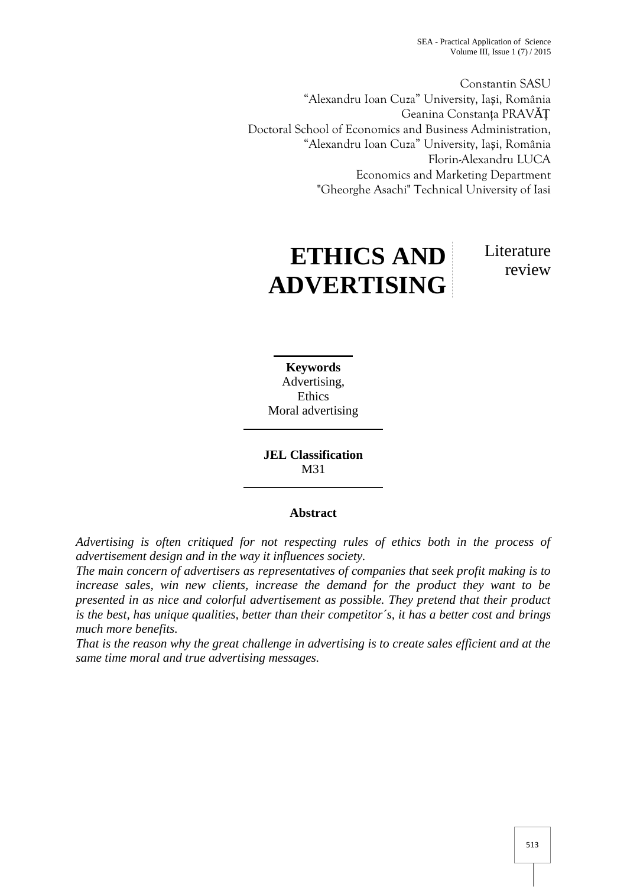Constantin SASU
"Alexandru Ioan Cuza" University, Iași, România
Geanina Constanța PRAVĂȚ
Doctoral School of Economics and Business Administration,
"Alexandru Ioan Cuza" University, Iași, România
Florin-Alexandru LUCA
Economics and Marketing Department
"Gheorghe Asachi" Technical University of Iasi

# ETHICS AND ADVERTISING

Literature review

**Keywords**
Advertising,
Ethics
Moral advertising

**JEL Classification**
M31

## Abstract

*Advertising is often critiqued for not respecting rules of ethics both in the process of advertisement design and in the way it influences society.*

*The main concern of advertisers as representatives of companies that seek profit making is to increase sales, win new clients, increase the demand for the product they want to be presented in as nice and colorful advertisement as possible. They pretend that their product is the best, has unique qualities, better than their competitor´s, it has a better cost and brings much more benefits.*

*That is the reason why the great challenge in advertising is to create sales efficient and at the same time moral and true advertising messages.*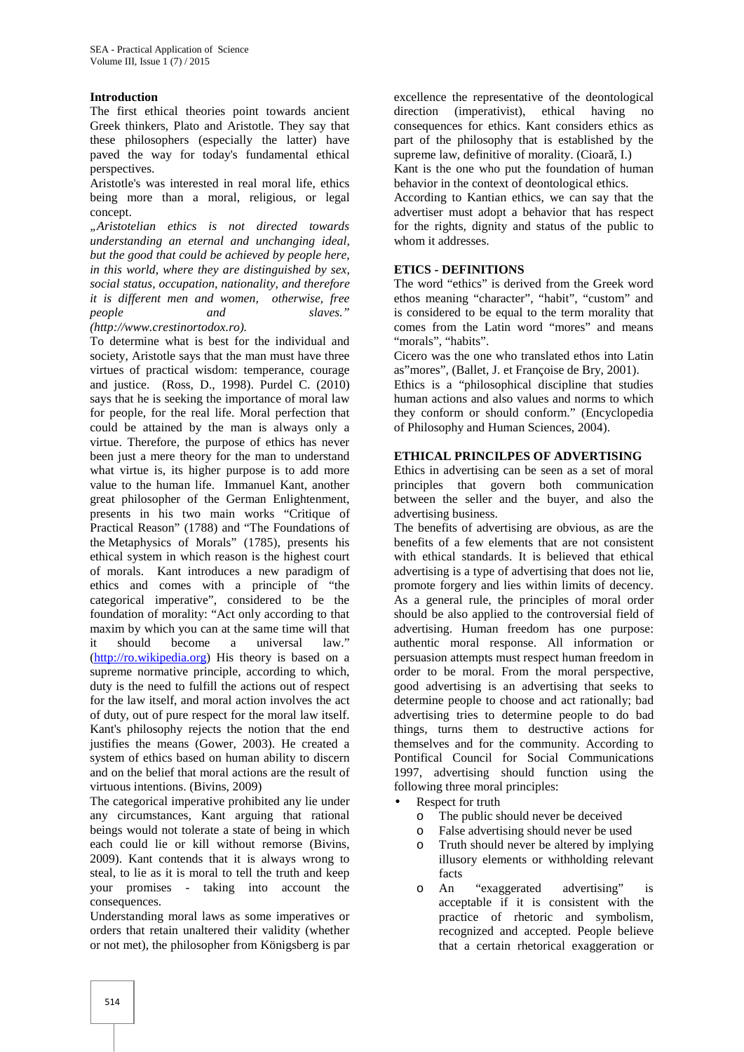**Introduction**

The first ethical theories point towards ancient Greek thinkers, Plato and Aristotle. They say that these philosophers (especially the latter) have paved the way for today's fundamental ethical perspectives.

Aristotle's was interested in real moral life, ethics being more than a moral, religious, or legal concept.

*„Aristotelian ethics is not directed towards understanding an eternal and unchanging ideal, but the good that could be achieved by people here, in this world, where they are distinguished by sex, social status, occupation, nationality, and therefore it is different men and women, otherwise, free people and slaves." (http://www.crestinortodox.ro).*

To determine what is best for the individual and society, Aristotle says that the man must have three virtues of practical wisdom: temperance, courage and justice. (Ross, D., 1998). Purdel C. (2010) says that he is seeking the importance of moral law for people, for the real life. Moral perfection that could be attained by the man is always only a virtue. Therefore, the purpose of ethics has never been just a mere theory for the man to understand what virtue is, its higher purpose is to add more value to the human life. Immanuel Kant, another great philosopher of the German Enlightenment, presents in his two main works "Critique of Practical Reason" (1788) and "The Foundations of the Metaphysics of Morals" (1785), presents his ethical system in which reason is the highest court of morals. Kant introduces a new paradigm of ethics and comes with a principle of "the categorical imperative", considered to be the foundation of morality: "Act only according to that maxim by which you can at the same time will that it should become a universal law." (http://ro.wikipedia.org) His theory is based on a supreme normative principle, according to which, duty is the need to fulfill the actions out of respect for the law itself, and moral action involves the act of duty, out of pure respect for the moral law itself. Kant's philosophy rejects the notion that the end justifies the means (Gower, 2003). He created a system of ethics based on human ability to discern and on the belief that moral actions are the result of virtuous intentions. (Bivins, 2009)

The categorical imperative prohibited any lie under any circumstances, Kant arguing that rational beings would not tolerate a state of being in which each could lie or kill without remorse (Bivins, 2009). Kant contends that it is always wrong to steal, to lie as it is moral to tell the truth and keep your promises - taking into account the consequences.

Understanding moral laws as some imperatives or orders that retain unaltered their validity (whether or not met), the philosopher from Königsberg is par excellence the representative of the deontological direction (imperativist), ethical having no consequences for ethics. Kant considers ethics as part of the philosophy that is established by the supreme law, definitive of morality. (Cioară, I.)

Kant is the one who put the foundation of human behavior in the context of deontological ethics.

According to Kantian ethics, we can say that the advertiser must adopt a behavior that has respect for the rights, dignity and status of the public to whom it addresses.

**ETICS - DEFINITIONS**

The word "ethics" is derived from the Greek word ethos meaning "character", "habit", "custom" and is considered to be equal to the term morality that comes from the Latin word "mores" and means "morals", "habits".

Cicero was the one who translated ethos into Latin as"mores", (Ballet, J. et Françoise de Bry, 2001).

Ethics is a "philosophical discipline that studies human actions and also values and norms to which they conform or should conform." (Encyclopedia of Philosophy and Human Sciences, 2004).

**ETHICAL PRINCILPES OF ADVERTISING**

Ethics in advertising can be seen as a set of moral principles that govern both communication between the seller and the buyer, and also the advertising business.

The benefits of advertising are obvious, as are the benefits of a few elements that are not consistent with ethical standards. It is believed that ethical advertising is a type of advertising that does not lie, promote forgery and lies within limits of decency. As a general rule, the principles of moral order should be also applied to the controversial field of advertising. Human freedom has one purpose: authentic moral response. All information or persuasion attempts must respect human freedom in order to be moral. From the moral perspective, good advertising is an advertising that seeks to determine people to choose and act rationally; bad advertising tries to determine people to do bad things, turns them to destructive actions for themselves and for the community. According to Pontifical Council for Social Communications 1997, advertising should function using the following three moral principles:

- Respect for truth
  - The public should never be deceived
  - False advertising should never be used
  - Truth should never be altered by implying illusory elements or withholding relevant facts
  - An "exaggerated advertising" is acceptable if it is consistent with the practice of rhetoric and symbolism, recognized and accepted. People believe that a certain rhetorical exaggeration or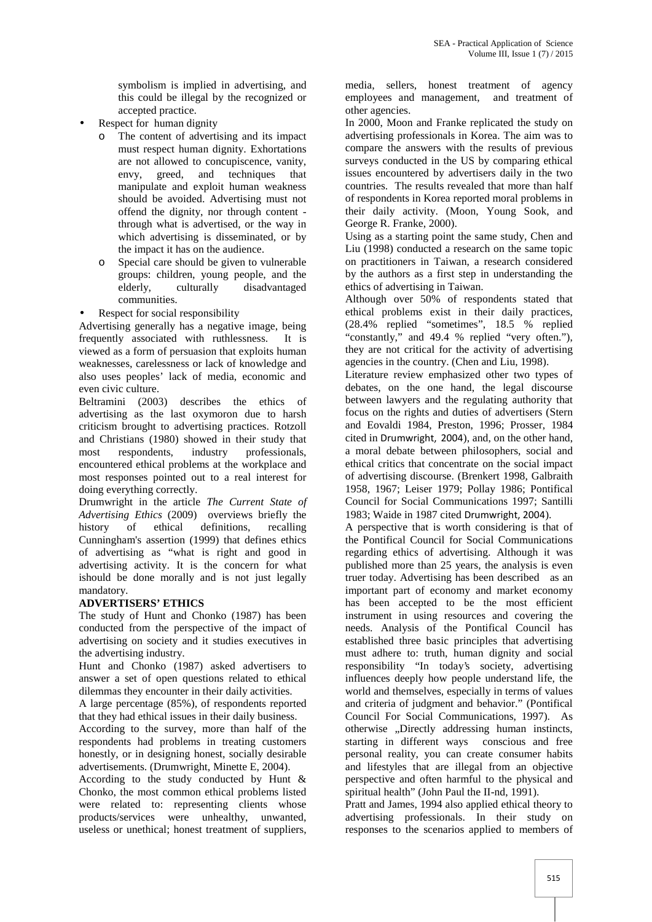symbolism is implied in advertising, and this could be illegal by the recognized or accepted practice.

- Respect for human dignity
  - The content of advertising and its impact must respect human dignity. Exhortations are not allowed to concupiscence, vanity, envy, greed, and techniques that manipulate and exploit human weakness should be avoided. Advertising must not offend the dignity, nor through content - through what is advertised, or the way in which advertising is disseminated, or by the impact it has on the audience.
  - Special care should be given to vulnerable groups: children, young people, and the elderly, culturally disadvantaged communities.
- Respect for social responsibility

Advertising generally has a negative image, being frequently associated with ruthlessness. It is viewed as a form of persuasion that exploits human weaknesses, carelessness or lack of knowledge and also uses peoples' lack of media, economic and even civic culture.

Beltramini (2003) describes the ethics of advertising as the last oxymoron due to harsh criticism brought to advertising practices. Rotzoll and Christians (1980) showed in their study that most respondents, industry professionals, encountered ethical problems at the workplace and most responses pointed out to a real interest for doing everything correctly.

Drumwright in the article *The Current State of Advertising Ethics* (2009) overviews briefly the history of ethical definitions, recalling Cunningham's assertion (1999) that defines ethics of advertising as "what is right and good in advertising activity. It is the concern for what ishould be done morally and is not just legally mandatory.

**ADVERTISERS' ETHICS**

The study of Hunt and Chonko (1987) has been conducted from the perspective of the impact of advertising on society and it studies executives in the advertising industry.

Hunt and Chonko (1987) asked advertisers to answer a set of open questions related to ethical dilemmas they encounter in their daily activities.

A large percentage (85%), of respondents reported that they had ethical issues in their daily business.

According to the survey, more than half of the respondents had problems in treating customers honestly, or in designing honest, socially desirable advertisements. (Drumwright, Minette E, 2004).

According to the study conducted by Hunt & Chonko, the most common ethical problems listed were related to: representing clients whose products/services were unhealthy, unwanted, useless or unethical; honest treatment of suppliers, media, sellers, honest treatment of agency employees and management, and treatment of other agencies.

In 2000, Moon and Franke replicated the study on advertising professionals in Korea. The aim was to compare the answers with the results of previous surveys conducted in the US by comparing ethical issues encountered by advertisers daily in the two countries. The results revealed that more than half of respondents in Korea reported moral problems in their daily activity. (Moon, Young Sook, and George R. Franke, 2000).

Using as a starting point the same study, Chen and Liu (1998) conducted a research on the same topic on practitioners in Taiwan, a research considered by the authors as a first step in understanding the ethics of advertising in Taiwan.

Although over 50% of respondents stated that ethical problems exist in their daily practices, (28.4% replied "sometimes", 18.5 % replied "constantly," and 49.4 % replied "very often."), they are not critical for the activity of advertising agencies in the country. (Chen and Liu, 1998).

Literature review emphasized other two types of debates, on the one hand, the legal discourse between lawyers and the regulating authority that focus on the rights and duties of advertisers (Stern and Eovaldi 1984, Preston, 1996; Prosser, 1984 cited in Drumwright, 2004), and, on the other hand, a moral debate between philosophers, social and ethical critics that concentrate on the social impact of advertising discourse. (Brenkert 1998, Galbraith 1958, 1967; Leiser 1979; Pollay 1986; Pontifical Council for Social Communications 1997; Santilli 1983; Waide in 1987 cited Drumwright, 2004).

A perspective that is worth considering is that of the Pontifical Council for Social Communications regarding ethics of advertising. Although it was published more than 25 years, the analysis is even truer today. Advertising has been described as an important part of economy and market economy has been accepted to be the most efficient instrument in using resources and covering the needs. Analysis of the Pontifical Council has established three basic principles that advertising must adhere to: truth, human dignity and social responsibility "In today's society, advertising influences deeply how people understand life, the world and themselves, especially in terms of values and criteria of judgment and behavior." (Pontifical Council For Social Communications, 1997). As otherwise „Directly addressing human instincts, starting in different ways conscious and free personal reality, you can create consumer habits and lifestyles that are illegal from an objective perspective and often harmful to the physical and spiritual health" (John Paul the II-nd, 1991).

Pratt and James, 1994 also applied ethical theory to advertising professionals. In their study on responses to the scenarios applied to members of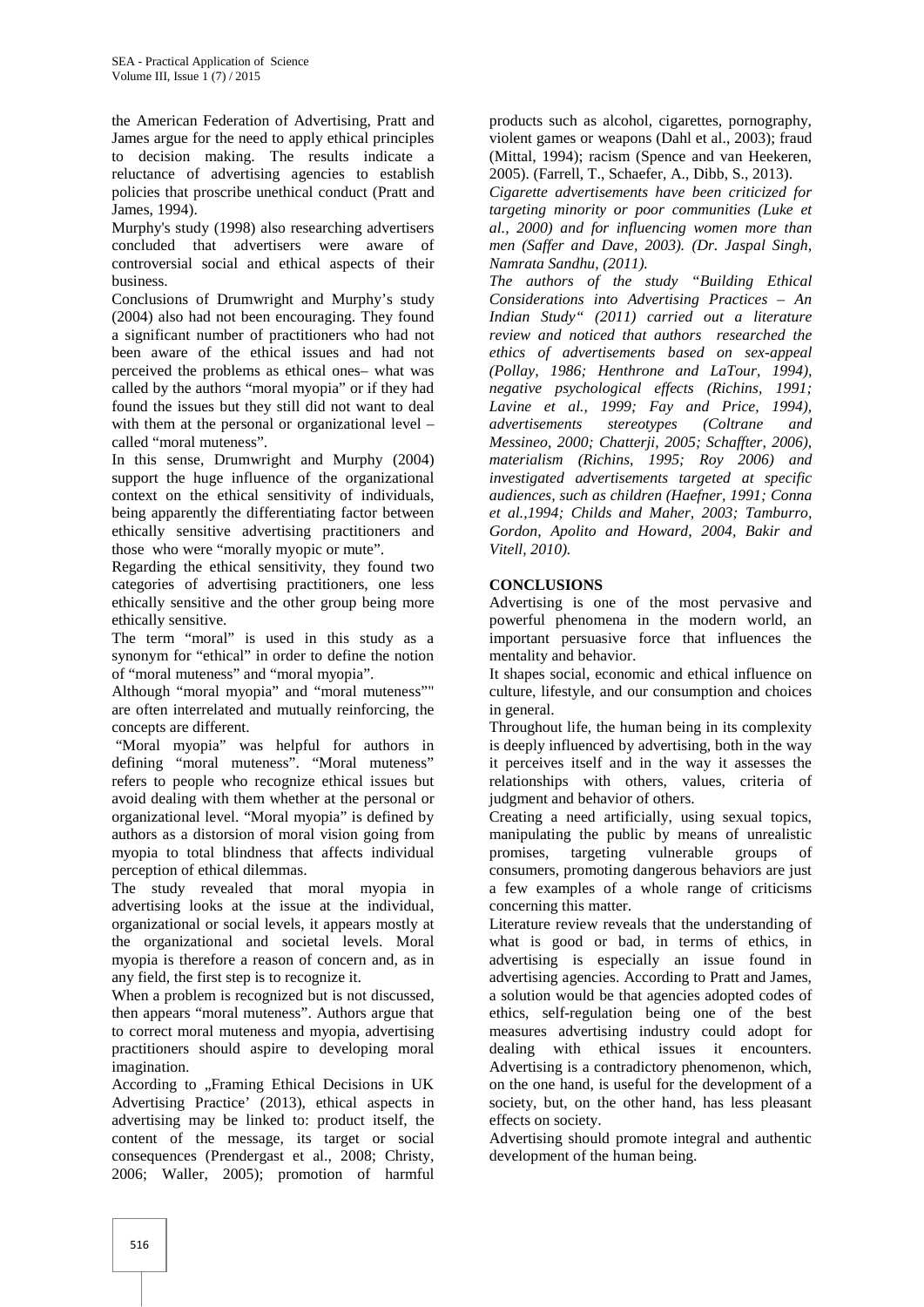the American Federation of Advertising, Pratt and James argue for the need to apply ethical principles to decision making. The results indicate a reluctance of advertising agencies to establish policies that proscribe unethical conduct (Pratt and James, 1994).

Murphy's study (1998) also researching advertisers concluded that advertisers were aware of controversial social and ethical aspects of their business.

Conclusions of Drumwright and Murphy's study (2004) also had not been encouraging. They found a significant number of practitioners who had not been aware of the ethical issues and had not perceived the problems as ethical ones– what was called by the authors "moral myopia" or if they had found the issues but they still did not want to deal with them at the personal or organizational level – called "moral muteness".

In this sense, Drumwright and Murphy (2004) support the huge influence of the organizational context on the ethical sensitivity of individuals, being apparently the differentiating factor between ethically sensitive advertising practitioners and those who were "morally myopic or mute".

Regarding the ethical sensitivity, they found two categories of advertising practitioners, one less ethically sensitive and the other group being more ethically sensitive.

The term "moral" is used in this study as a synonym for "ethical" in order to define the notion of "moral muteness" and "moral myopia".

Although "moral myopia" and "moral muteness"" are often interrelated and mutually reinforcing, the concepts are different.

"Moral myopia" was helpful for authors in defining "moral muteness". "Moral muteness" refers to people who recognize ethical issues but avoid dealing with them whether at the personal or organizational level. "Moral myopia" is defined by authors as a distorsion of moral vision going from myopia to total blindness that affects individual perception of ethical dilemmas.

The study revealed that moral myopia in advertising looks at the issue at the individual, organizational or social levels, it appears mostly at the organizational and societal levels. Moral myopia is therefore a reason of concern and, as in any field, the first step is to recognize it.

When a problem is recognized but is not discussed, then appears "moral muteness". Authors argue that to correct moral muteness and myopia, advertising practitioners should aspire to developing moral imagination.

According to „Framing Ethical Decisions in UK Advertising Practice' (2013), ethical aspects in advertising may be linked to: product itself, the content of the message, its target or social consequences (Prendergast et al., 2008; Christy, 2006; Waller, 2005); promotion of harmful products such as alcohol, cigarettes, pornography, violent games or weapons (Dahl et al., 2003); fraud (Mittal, 1994); racism (Spence and van Heekeren, 2005). (Farrell, T., Schaefer, A., Dibb, S., 2013).

*Cigarette advertisements have been criticized for targeting minority or poor communities (Luke et al., 2000) and for influencing women more than men (Saffer and Dave, 2003). (Dr. Jaspal Singh, Namrata Sandhu, (2011).*

*The authors of the study "Building Ethical Considerations into Advertising Practices – An Indian Study" (2011) carried out a literature review and noticed that authors researched the ethics of advertisements based on sex-appeal (Pollay, 1986; Henthrone and LaTour, 1994), negative psychological effects (Richins, 1991; Lavine et al., 1999; Fay and Price, 1994), advertisements stereotypes (Coltrane and Messineo, 2000; Chatterji, 2005; Schaffter, 2006), materialism (Richins, 1995; Roy 2006) and investigated advertisements targeted at specific audiences, such as children (Haefner, 1991; Conna et al.,1994; Childs and Maher, 2003; Tamburro, Gordon, Apolito and Howard, 2004, Bakir and Vitell, 2010).*

## CONCLUSIONS

Advertising is one of the most pervasive and powerful phenomena in the modern world, an important persuasive force that influences the mentality and behavior.

It shapes social, economic and ethical influence on culture, lifestyle, and our consumption and choices in general.

Throughout life, the human being in its complexity is deeply influenced by advertising, both in the way it perceives itself and in the way it assesses the relationships with others, values, criteria of judgment and behavior of others.

Creating a need artificially, using sexual topics, manipulating the public by means of unrealistic promises, targeting vulnerable groups of consumers, promoting dangerous behaviors are just a few examples of a whole range of criticisms concerning this matter.

Literature review reveals that the understanding of what is good or bad, in terms of ethics, in advertising is especially an issue found in advertising agencies. According to Pratt and James, a solution would be that agencies adopted codes of ethics, self-regulation being one of the best measures advertising industry could adopt for dealing with ethical issues it encounters.

Advertising is a contradictory phenomenon, which, on the one hand, is useful for the development of a society, but, on the other hand, has less pleasant effects on society.

Advertising should promote integral and authentic development of the human being.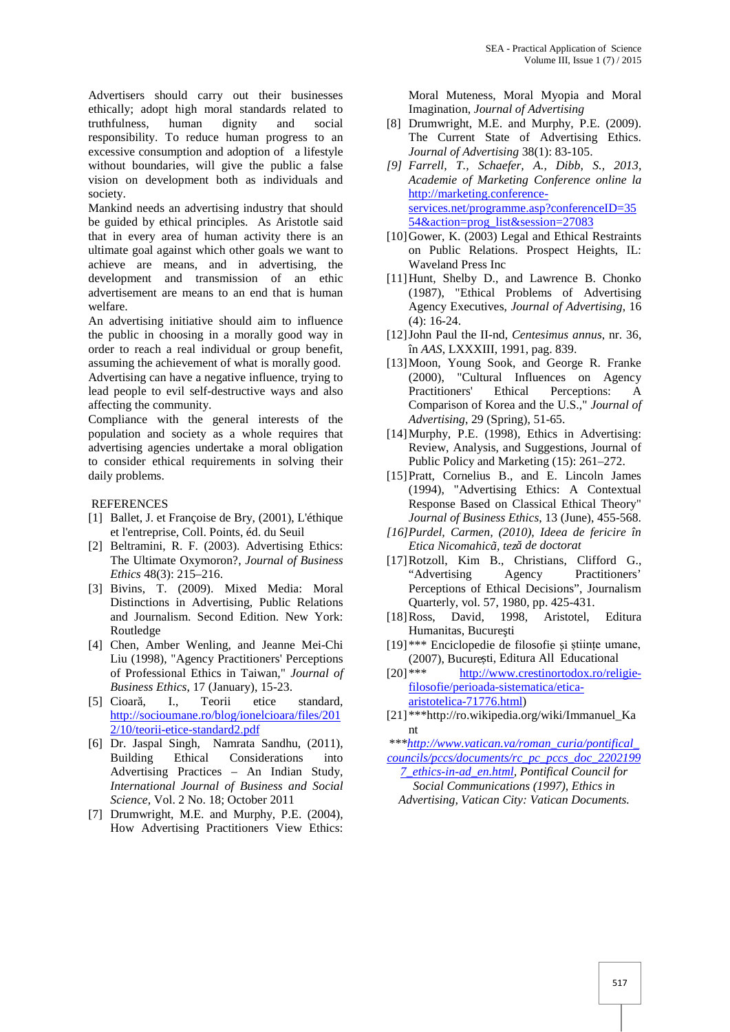Advertisers should carry out their businesses ethically; adopt high moral standards related to truthfulness, human dignity and social responsibility. To reduce human progress to an excessive consumption and adoption of a lifestyle without boundaries, will give the public a false vision on development both as individuals and society.

Mankind needs an advertising industry that should be guided by ethical principles. As Aristotle said that in every area of human activity there is an ultimate goal against which other goals we want to achieve are means, and in advertising, the development and transmission of an ethic advertisement are means to an end that is human welfare.

An advertising initiative should aim to influence the public in choosing in a morally good way in order to reach a real individual or group benefit, assuming the achievement of what is morally good. Advertising can have a negative influence, trying to lead people to evil self-destructive ways and also affecting the community.

Compliance with the general interests of the population and society as a whole requires that advertising agencies undertake a moral obligation to consider ethical requirements in solving their daily problems.

REFERENCES

[1] Ballet, J. et Françoise de Bry, (2001), L'éthique et l'entreprise, Coll. Points, éd. du Seuil

[2] Beltramini, R. F. (2003). Advertising Ethics: The Ultimate Oxymoron?, *Journal of Business Ethics* 48(3): 215–216.

[3] Bivins, T. (2009). Mixed Media: Moral Distinctions in Advertising, Public Relations and Journalism. Second Edition. New York: Routledge

[4] Chen, Amber Wenling, and Jeanne Mei-Chi Liu (1998), "Agency Practitioners' Perceptions of Professional Ethics in Taiwan," *Journal of Business Ethics*, 17 (January), 15-23.

[5] Cioară, I., Teorii etice standard, http://socioumane.ro/blog/ionelcioara/files/2012/10/teorii-etice-standard2.pdf

[6] Dr. Jaspal Singh, Namrata Sandhu, (2011), Building Ethical Considerations into Advertising Practices – An Indian Study, *International Journal of Business and Social Science*, Vol. 2 No. 18; October 2011

[7] Drumwright, M.E. and Murphy, P.E. (2004), How Advertising Practitioners View Ethics: Moral Muteness, Moral Myopia and Moral Imagination, *Journal of Advertising*

[8] Drumwright, M.E. and Murphy, P.E. (2009). The Current State of Advertising Ethics. *Journal of Advertising* 38(1): 83-105.

*[9] Farrell, T., Schaefer, A., Dibb, S., 2013, Academie of Marketing Conference online la* http://marketing.conference-services.net/programme.asp?conferenceID=3554&action=prog_list&session=27083

[10] Gower, K. (2003) Legal and Ethical Restraints on Public Relations. Prospect Heights, IL: Waveland Press Inc

[11] Hunt, Shelby D., and Lawrence B. Chonko (1987), "Ethical Problems of Advertising Agency Executives, *Journal of Advertising*, 16 (4): 16-24.

[12] John Paul the II-nd, *Centesimus annus*, nr. 36, în *AAS*, LXXXIII, 1991, pag. 839.

[13] Moon, Young Sook, and George R. Franke (2000), "Cultural Influences on Agency Practitioners' Ethical Perceptions: A Comparison of Korea and the U.S.," *Journal of Advertising*, 29 (Spring), 51-65.

[14] Murphy, P.E. (1998), Ethics in Advertising: Review, Analysis, and Suggestions, Journal of Public Policy and Marketing (15): 261–272.

[15] Pratt, Cornelius B., and E. Lincoln James (1994), "Advertising Ethics: A Contextual Response Based on Classical Ethical Theory" *Journal of Business Ethics*, 13 (June), 455-568.

*[16] Purdel, Carmen, (2010), Ideea de fericire în Etica Nicomahicã, teză de doctorat*

[17] Rotzoll, Kim B., Christians, Clifford G., "Advertising Agency Practitioners' Perceptions of Ethical Decisions", Journalism Quarterly, vol. 57, 1980, pp. 425-431.

[18] Ross, David, 1998, Aristotel, Editura Humanitas, Bucureşti

[19] *** Enciclopedie de filosofie și științe umane, (2007), București, Editura All Educational

[20] *** http://www.crestinortodox.ro/religie-filosofie/perioada-sistematica/etica-aristotelica-71776.html)

[21] ***http://ro.wikipedia.org/wiki/Immanuel_Kant

****http://www.vatican.va/roman_curia/pontifical_councils/pccs/documents/rc_pc_pccs_doc_22021997_ethics-in-ad_en.html, Pontifical Council for Social Communications (1997), Ethics in Advertising, Vatican City: Vatican Documents.*